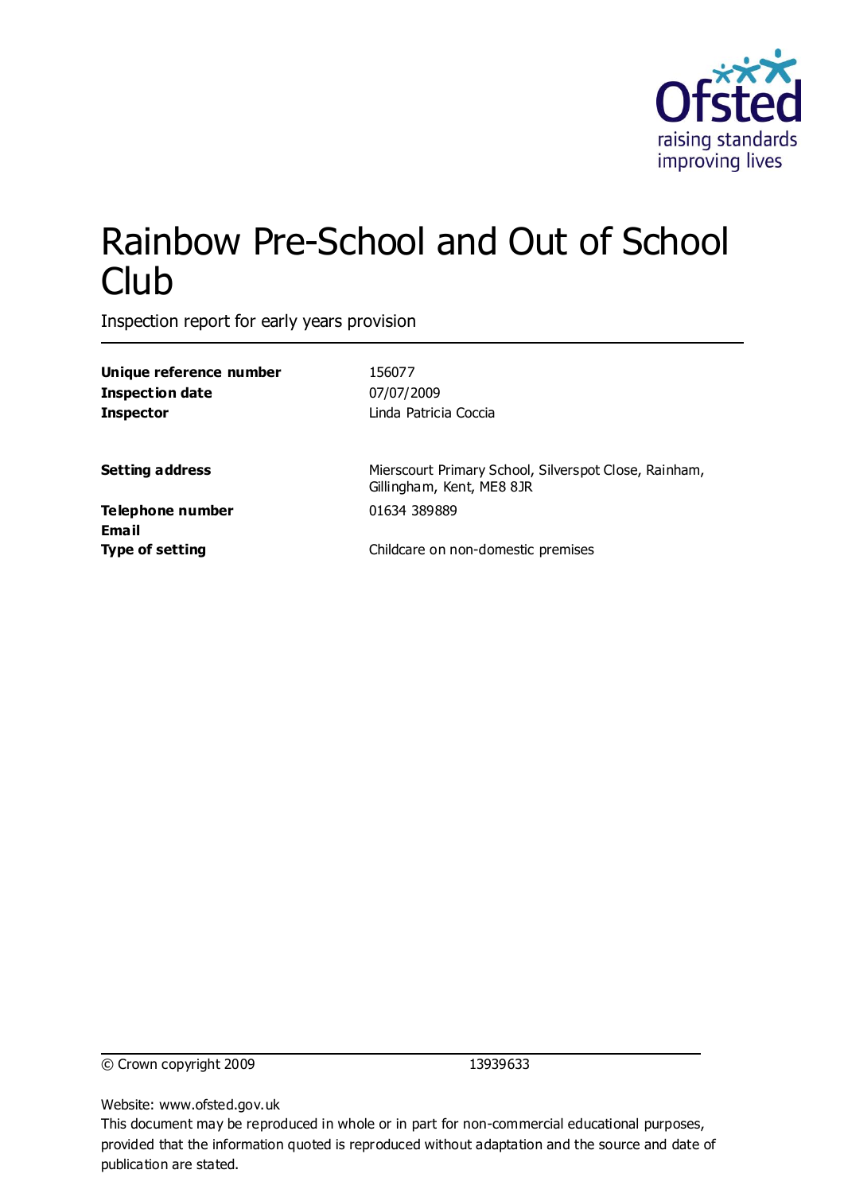Ofsted
raising standards
improving lives

# Rainbow Pre-School and Out of School Club

Inspection report for early years provision

| | |
|---|---|
| **Unique reference number** | 156077 |
| **Inspection date** | 07/07/2009 |
| **Inspector** | Linda Patricia Coccia |
| | |
| **Setting address** | Mierscourt Primary School, Silverspot Close, Rainham, Gillingham, Kent, ME8 8JR |
| **Telephone number** | 01634 389889 |
| **Email** | |
| **Type of setting** | Childcare on non-domestic premises |

© Crown copyright 2009 13939633

Website: www.ofsted.gov.uk

This document may be reproduced in whole or in part for non-commercial educational purposes, provided that the information quoted is reproduced without adaptation and the source and date of publication are stated.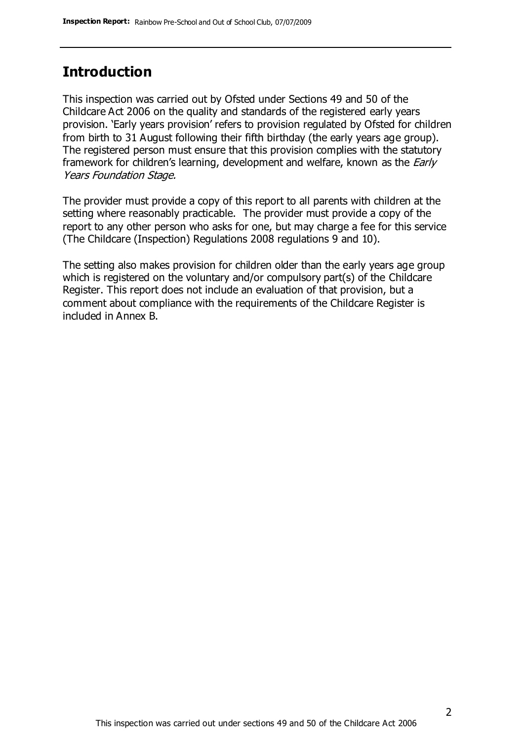## Introduction

This inspection was carried out by Ofsted under Sections 49 and 50 of the Childcare Act 2006 on the quality and standards of the registered early years provision. 'Early years provision' refers to provision regulated by Ofsted for children from birth to 31 August following their fifth birthday (the early years age group). The registered person must ensure that this provision complies with the statutory framework for children's learning, development and welfare, known as the *Early Years Foundation Stage.*

The provider must provide a copy of this report to all parents with children at the setting where reasonably practicable. The provider must provide a copy of the report to any other person who asks for one, but may charge a fee for this service (The Childcare (Inspection) Regulations 2008 regulations 9 and 10).

The setting also makes provision for children older than the early years age group which is registered on the voluntary and/or compulsory part(s) of the Childcare Register. This report does not include an evaluation of that provision, but a comment about compliance with the requirements of the Childcare Register is included in Annex B.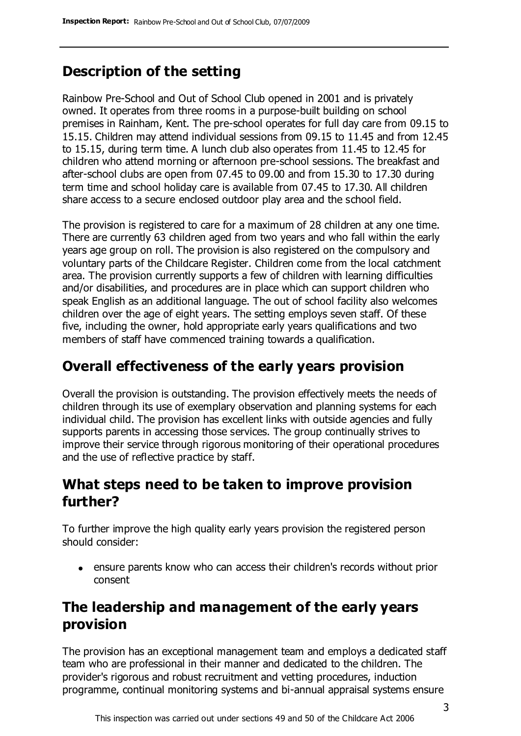## Description of the setting

Rainbow Pre-School and Out of School Club opened in 2001 and is privately owned. It operates from three rooms in a purpose-built building on school premises in Rainham, Kent. The pre-school operates for full day care from 09.15 to 15.15. Children may attend individual sessions from 09.15 to 11.45 and from 12.45 to 15.15, during term time. A lunch club also operates from 11.45 to 12.45 for children who attend morning or afternoon pre-school sessions. The breakfast and after-school clubs are open from 07.45 to 09.00 and from 15.30 to 17.30 during term time and school holiday care is available from 07.45 to 17.30. All children share access to a secure enclosed outdoor play area and the school field.

The provision is registered to care for a maximum of 28 children at any one time. There are currently 63 children aged from two years and who fall within the early years age group on roll. The provision is also registered on the compulsory and voluntary parts of the Childcare Register. Children come from the local catchment area. The provision currently supports a few of children with learning difficulties and/or disabilities, and procedures are in place which can support children who speak English as an additional language. The out of school facility also welcomes children over the age of eight years. The setting employs seven staff. Of these five, including the owner, hold appropriate early years qualifications and two members of staff have commenced training towards a qualification.

## Overall effectiveness of the early years provision

Overall the provision is outstanding. The provision effectively meets the needs of children through its use of exemplary observation and planning systems for each individual child. The provision has excellent links with outside agencies and fully supports parents in accessing those services. The group continually strives to improve their service through rigorous monitoring of their operational procedures and the use of reflective practice by staff.

## What steps need to be taken to improve provision further?

To further improve the high quality early years provision the registered person should consider:

- ensure parents know who can access their children's records without prior consent

## The leadership and management of the early years provision

The provision has an exceptional management team and employs a dedicated staff team who are professional in their manner and dedicated to the children. The provider's rigorous and robust recruitment and vetting procedures, induction programme, continual monitoring systems and bi-annual appraisal systems ensure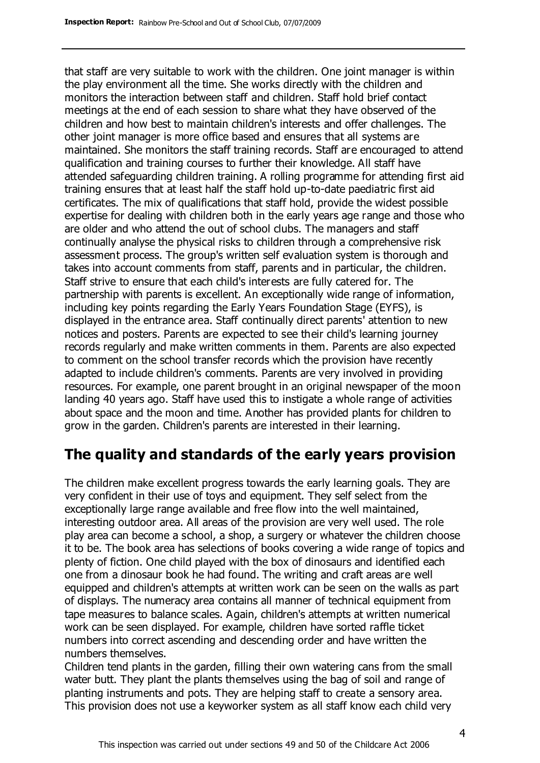that staff are very suitable to work with the children. One joint manager is within the play environment all the time. She works directly with the children and monitors the interaction between staff and children. Staff hold brief contact meetings at the end of each session to share what they have observed of the children and how best to maintain children's interests and offer challenges. The other joint manager is more office based and ensures that all systems are maintained. She monitors the staff training records. Staff are encouraged to attend qualification and training courses to further their knowledge. All staff have attended safeguarding children training. A rolling programme for attending first aid training ensures that at least half the staff hold up-to-date paediatric first aid certificates. The mix of qualifications that staff hold, provide the widest possible expertise for dealing with children both in the early years age range and those who are older and who attend the out of school clubs. The managers and staff continually analyse the physical risks to children through a comprehensive risk assessment process. The group's written self evaluation system is thorough and takes into account comments from staff, parents and in particular, the children. Staff strive to ensure that each child's interests are fully catered for. The partnership with parents is excellent. An exceptionally wide range of information, including key points regarding the Early Years Foundation Stage (EYFS), is displayed in the entrance area. Staff continually direct parents' attention to new notices and posters. Parents are expected to see their child's learning journey records regularly and make written comments in them. Parents are also expected to comment on the school transfer records which the provision have recently adapted to include children's comments. Parents are very involved in providing resources. For example, one parent brought in an original newspaper of the moon landing 40 years ago. Staff have used this to instigate a whole range of activities about space and the moon and time. Another has provided plants for children to grow in the garden. Children's parents are interested in their learning.

## The quality and standards of the early years provision

The children make excellent progress towards the early learning goals. They are very confident in their use of toys and equipment. They self select from the exceptionally large range available and free flow into the well maintained, interesting outdoor area. All areas of the provision are very well used. The role play area can become a school, a shop, a surgery or whatever the children choose it to be. The book area has selections of books covering a wide range of topics and plenty of fiction. One child played with the box of dinosaurs and identified each one from a dinosaur book he had found. The writing and craft areas are well equipped and children's attempts at written work can be seen on the walls as part of displays. The numeracy area contains all manner of technical equipment from tape measures to balance scales. Again, children's attempts at written numerical work can be seen displayed. For example, children have sorted raffle ticket numbers into correct ascending and descending order and have written the numbers themselves.

Children tend plants in the garden, filling their own watering cans from the small water butt. They plant the plants themselves using the bag of soil and range of planting instruments and pots. They are helping staff to create a sensory area. This provision does not use a keyworker system as all staff know each child very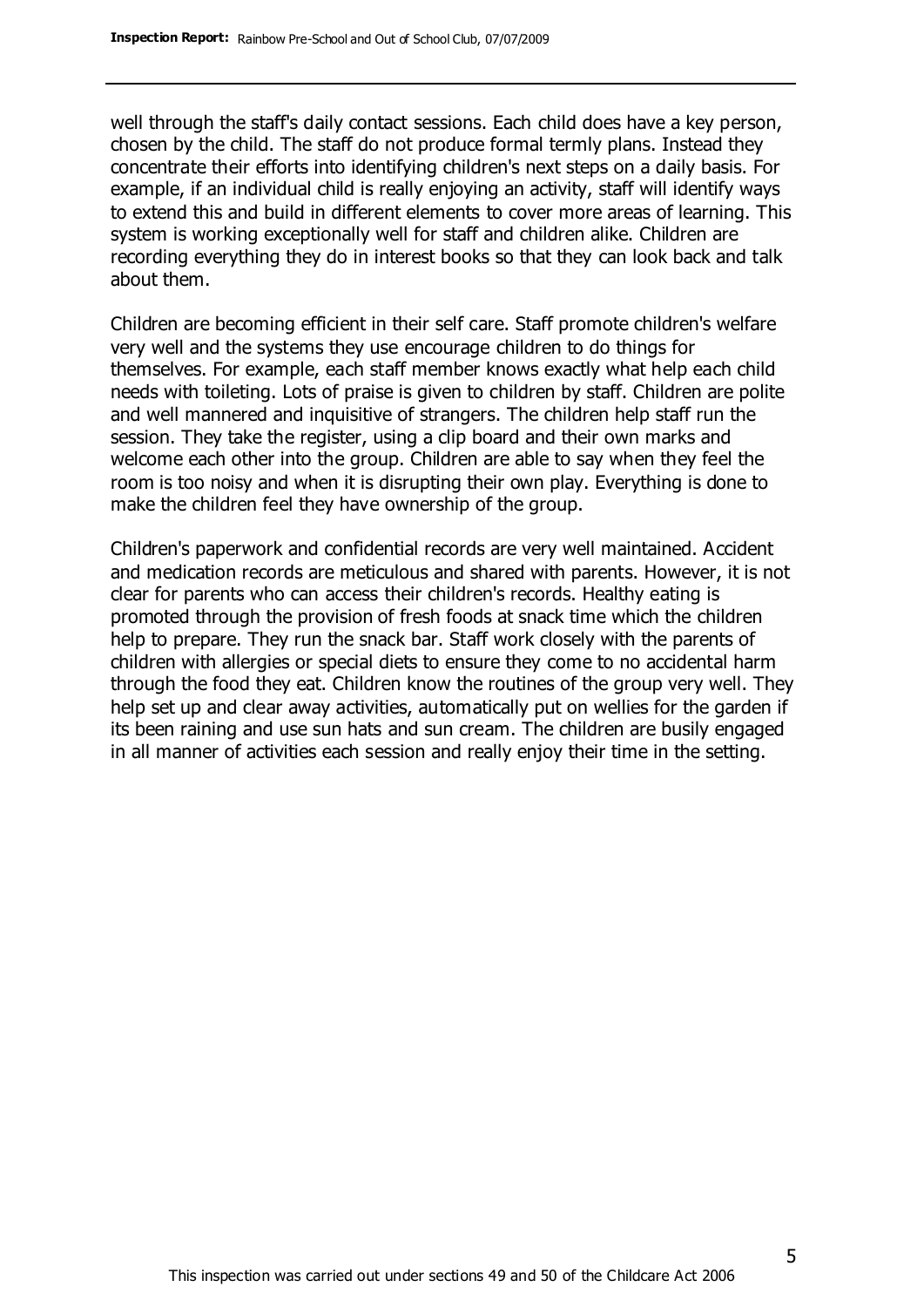well through the staff's daily contact sessions. Each child does have a key person, chosen by the child. The staff do not produce formal termly plans. Instead they concentrate their efforts into identifying children's next steps on a daily basis. For example, if an individual child is really enjoying an activity, staff will identify ways to extend this and build in different elements to cover more areas of learning. This system is working exceptionally well for staff and children alike. Children are recording everything they do in interest books so that they can look back and talk about them.

Children are becoming efficient in their self care. Staff promote children's welfare very well and the systems they use encourage children to do things for themselves. For example, each staff member knows exactly what help each child needs with toileting. Lots of praise is given to children by staff. Children are polite and well mannered and inquisitive of strangers. The children help staff run the session. They take the register, using a clip board and their own marks and welcome each other into the group. Children are able to say when they feel the room is too noisy and when it is disrupting their own play. Everything is done to make the children feel they have ownership of the group.

Children's paperwork and confidential records are very well maintained. Accident and medication records are meticulous and shared with parents. However, it is not clear for parents who can access their children's records. Healthy eating is promoted through the provision of fresh foods at snack time which the children help to prepare. They run the snack bar. Staff work closely with the parents of children with allergies or special diets to ensure they come to no accidental harm through the food they eat. Children know the routines of the group very well. They help set up and clear away activities, automatically put on wellies for the garden if its been raining and use sun hats and sun cream. The children are busily engaged in all manner of activities each session and really enjoy their time in the setting.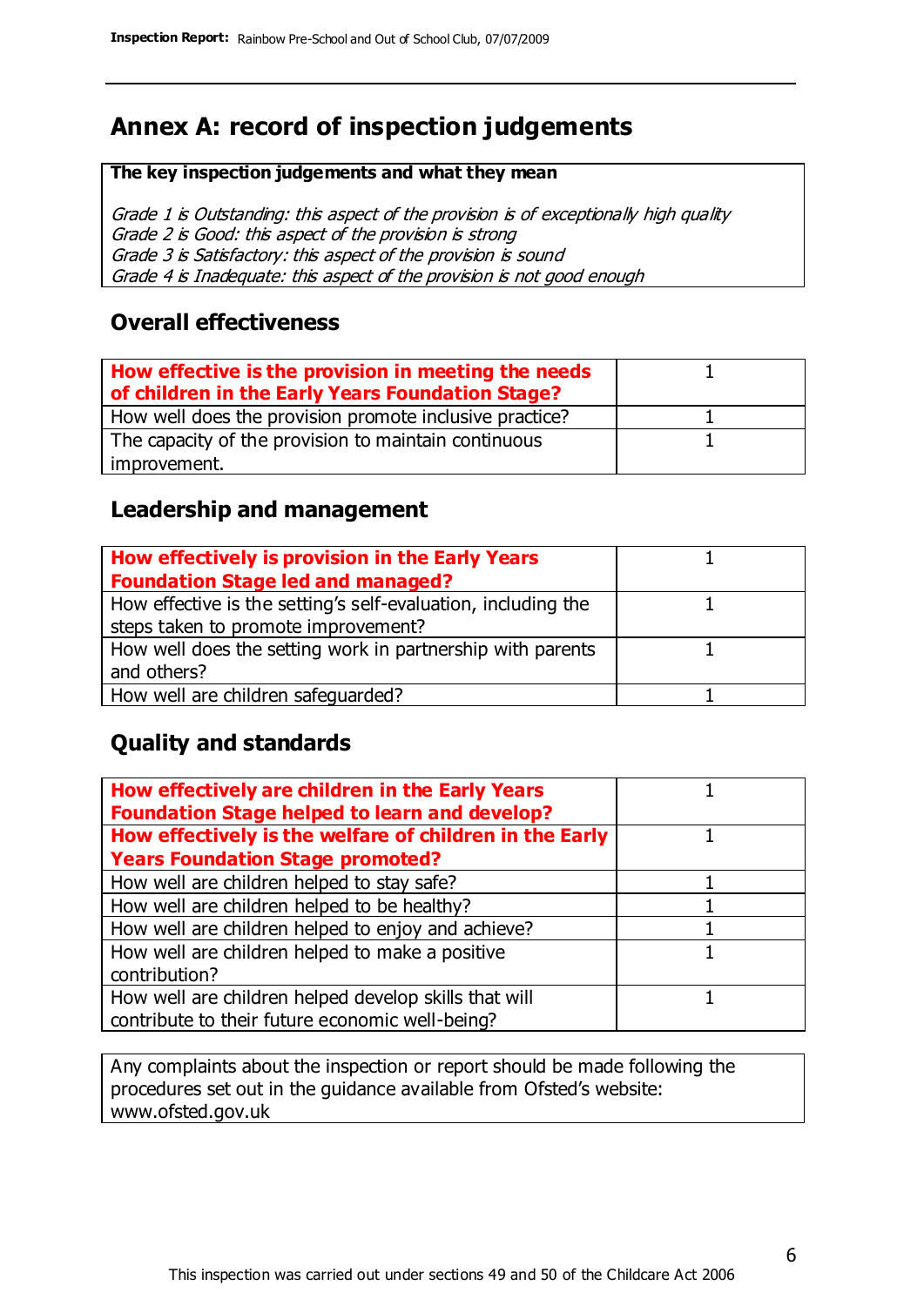# Annex A: record of inspection judgements

| |
|---|
| **The key inspection judgements and what they mean** |
| *Grade 1 is Outstanding: this aspect of the provision is of exceptionally high quality*<br>*Grade 2 is Good: this aspect of the provision is strong*<br>*Grade 3 is Satisfactory: this aspect of the provision is sound*<br>*Grade 4 is Inadequate: this aspect of the provision is not good enough* |

## Overall effectiveness

| | |
|---|---|
| **How effective is the provision in meeting the needs of children in the Early Years Foundation Stage?** | 1 |
| How well does the provision promote inclusive practice? | 1 |
| The capacity of the provision to maintain continuous improvement. | 1 |

## Leadership and management

| | |
|---|---|
| **How effectively is provision in the Early Years Foundation Stage led and managed?** | 1 |
| How effective is the setting's self-evaluation, including the steps taken to promote improvement? | 1 |
| How well does the setting work in partnership with parents and others? | 1 |
| How well are children safeguarded? | 1 |

## Quality and standards

| | |
|---|---|
| **How effectively are children in the Early Years Foundation Stage helped to learn and develop?** | 1 |
| **How effectively is the welfare of children in the Early Years Foundation Stage promoted?** | 1 |
| How well are children helped to stay safe? | 1 |
| How well are children helped to be healthy? | 1 |
| How well are children helped to enjoy and achieve? | 1 |
| How well are children helped to make a positive contribution? | 1 |
| How well are children helped develop skills that will contribute to their future economic well-being? | 1 |

Any complaints about the inspection or report should be made following the procedures set out in the guidance available from Ofsted's website: www.ofsted.gov.uk

This inspection was carried out under sections 49 and 50 of the Childcare Act 2006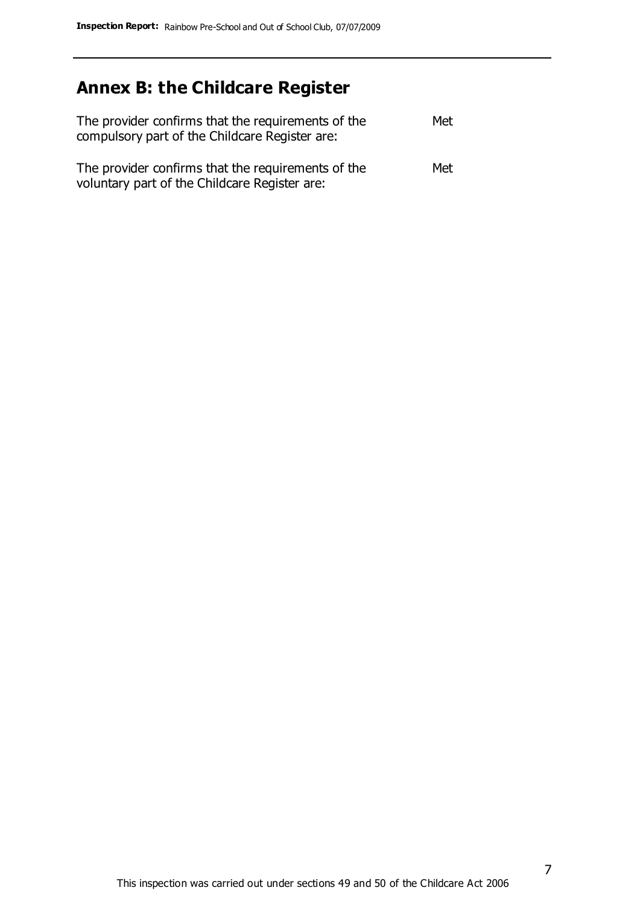## Annex B: the Childcare Register

| | |
|---|---|
| The provider confirms that the requirements of the compulsory part of the Childcare Register are: | Met |
| The provider confirms that the requirements of the voluntary part of the Childcare Register are: | Met |

This inspection was carried out under sections 49 and 50 of the Childcare Act 2006